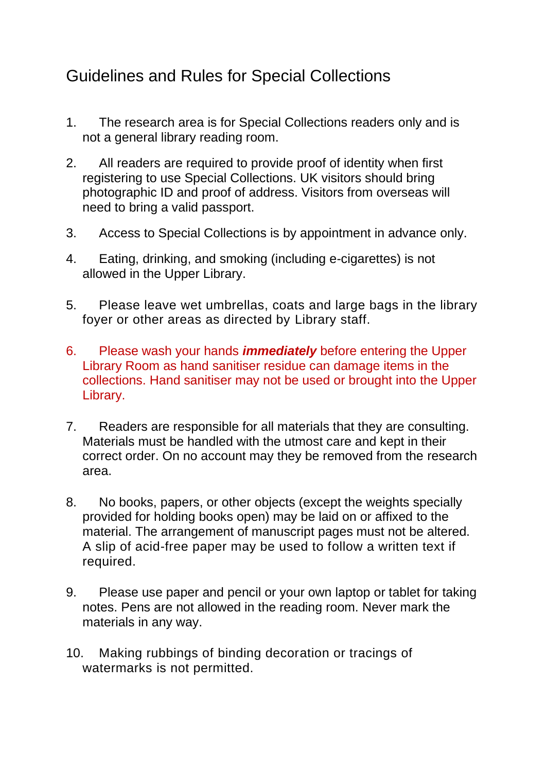# Guidelines and Rules for Special Collections

1. The research area is for Special Collections readers only and is not a general library reading room.

2. All readers are required to provide proof of identity when first registering to use Special Collections. UK visitors should bring photographic ID and proof of address. Visitors from overseas will need to bring a valid passport.

3. Access to Special Collections is by appointment in advance only.

4. Eating, drinking, and smoking (including e-cigarettes) is not allowed in the Upper Library.

5. Please leave wet umbrellas, coats and large bags in the library foyer or other areas as directed by Library staff.

6. Please wash your hands ***immediately*** before entering the Upper Library Room as hand sanitiser residue can damage items in the collections. Hand sanitiser may not be used or brought into the Upper Library.

7. Readers are responsible for all materials that they are consulting. Materials must be handled with the utmost care and kept in their correct order. On no account may they be removed from the research area.

8. No books, papers, or other objects (except the weights specially provided for holding books open) may be laid on or affixed to the material. The arrangement of manuscript pages must not be altered. A slip of acid-free paper may be used to follow a written text if required.

9. Please use paper and pencil or your own laptop or tablet for taking notes. Pens are not allowed in the reading room. Never mark the materials in any way.

10. Making rubbings of binding decoration or tracings of watermarks is not permitted.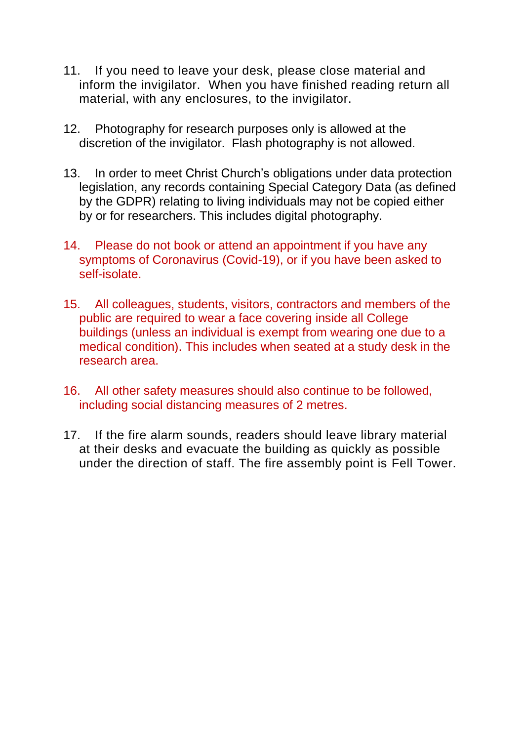11. If you need to leave your desk, please close material and inform the invigilator. When you have finished reading return all material, with any enclosures, to the invigilator.

12. Photography for research purposes only is allowed at the discretion of the invigilator. Flash photography is not allowed.

13. In order to meet Christ Church's obligations under data protection legislation, any records containing Special Category Data (as defined by the GDPR) relating to living individuals may not be copied either by or for researchers. This includes digital photography.

14. Please do not book or attend an appointment if you have any symptoms of Coronavirus (Covid-19), or if you have been asked to self-isolate.

15. All colleagues, students, visitors, contractors and members of the public are required to wear a face covering inside all College buildings (unless an individual is exempt from wearing one due to a medical condition). This includes when seated at a study desk in the research area.

16. All other safety measures should also continue to be followed, including social distancing measures of 2 metres.

17. If the fire alarm sounds, readers should leave library material at their desks and evacuate the building as quickly as possible under the direction of staff. The fire assembly point is Fell Tower.